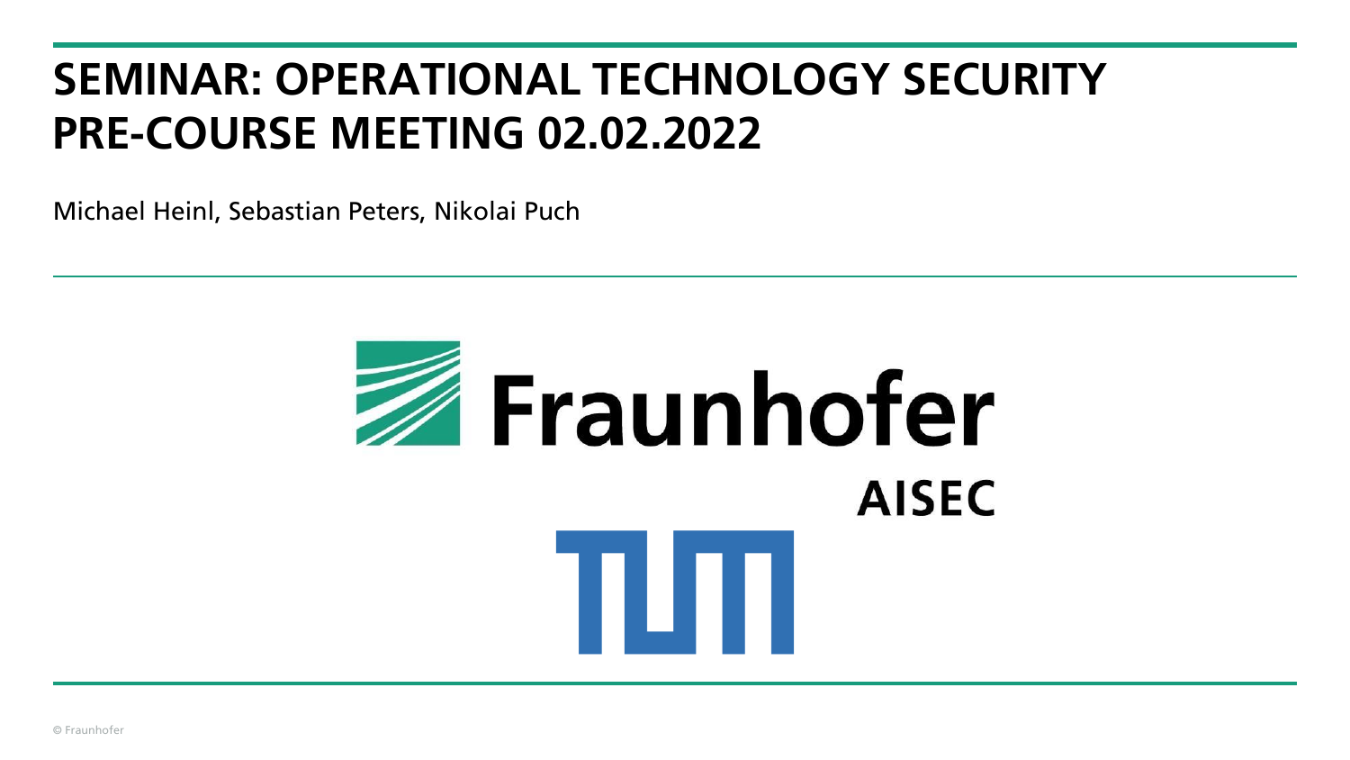# SEMINAR: OPERATIONAL TECHNOLOGY SECURITY PRE-COURSE MEETING 02.02.2022

Michael Heinl, Sebastian Peters, Nikolai Puch

Fraunhofer

AISEC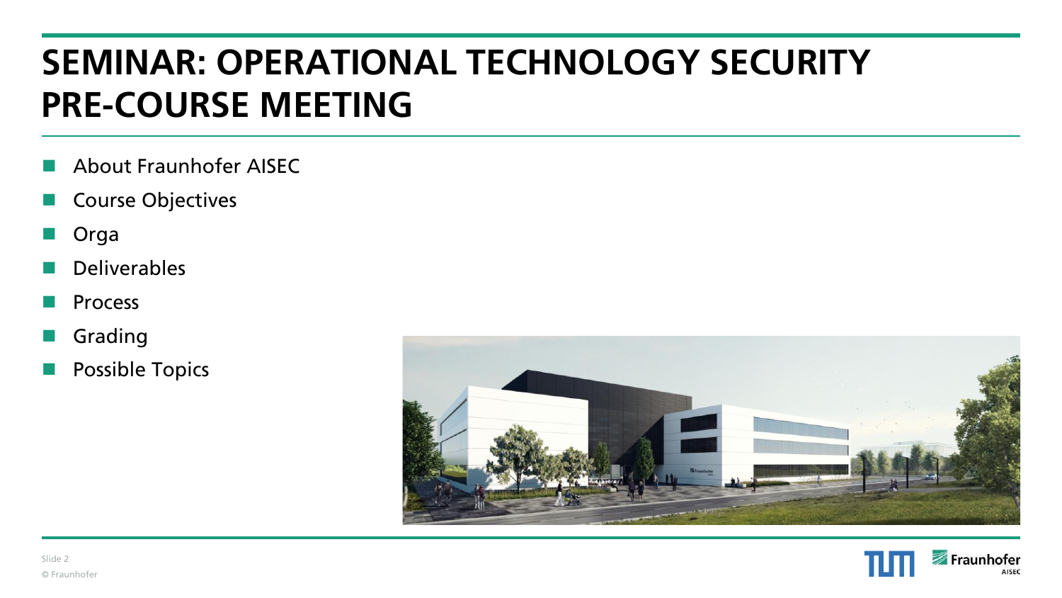# SEMINAR: OPERATIONAL TECHNOLOGY SECURITY PRE-COURSE MEETING

- About Fraunhofer AISEC
- Course Objectives
- Orga
- Deliverables
- Process
- Grading
- Possible Topics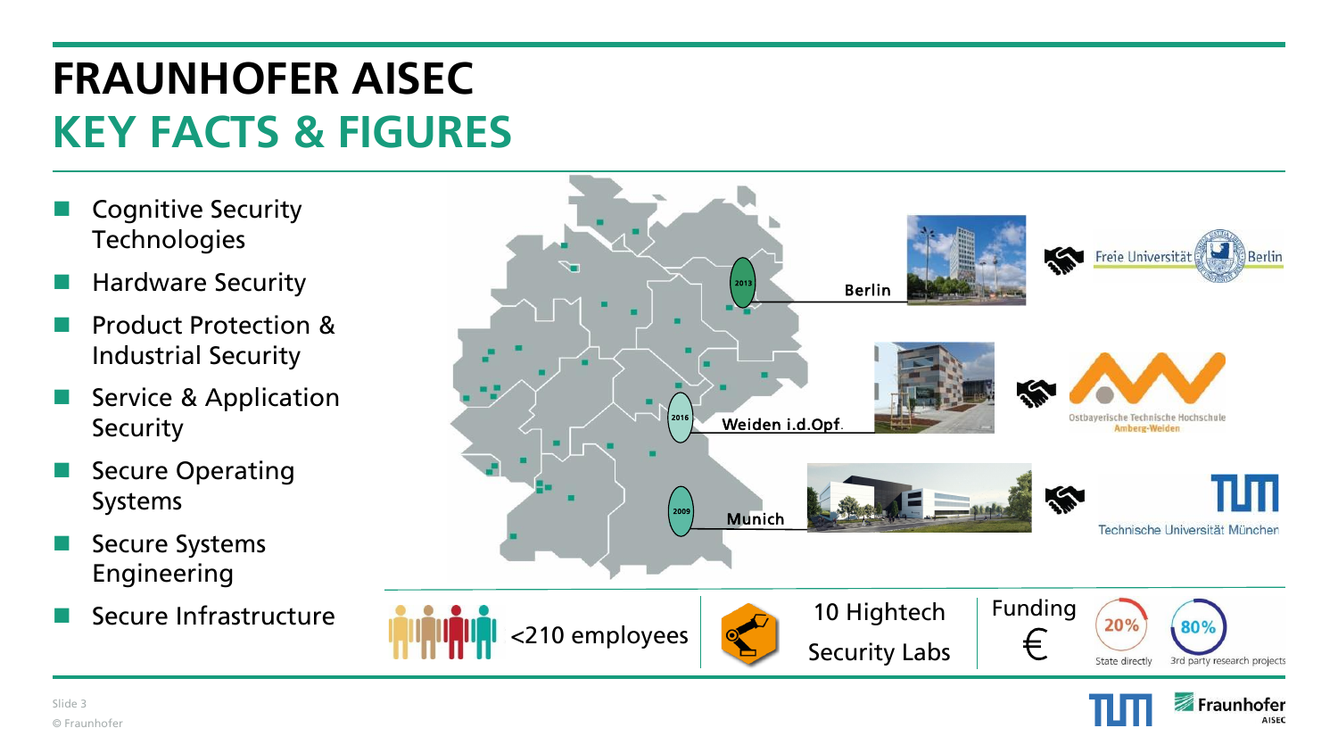# FRAUNHOFER AISEC
## KEY FACTS & FIGURES

- Cognitive Security Technologies
- Hardware Security
- Product Protection & Industrial Security
- Service & Application Security
- Secure Operating Systems
- Secure Systems Engineering
- Secure Infrastructure

2013 Berlin — Freie Universität Berlin

2016 Weiden i.d.Opf. — Ostbayerische Technische Hochschule Amberg-Weiden

2009 Munich — Technische Universität München

<210 employees

10 Hightech Security Labs

Funding €

20% State directly

80% 3rd party research projects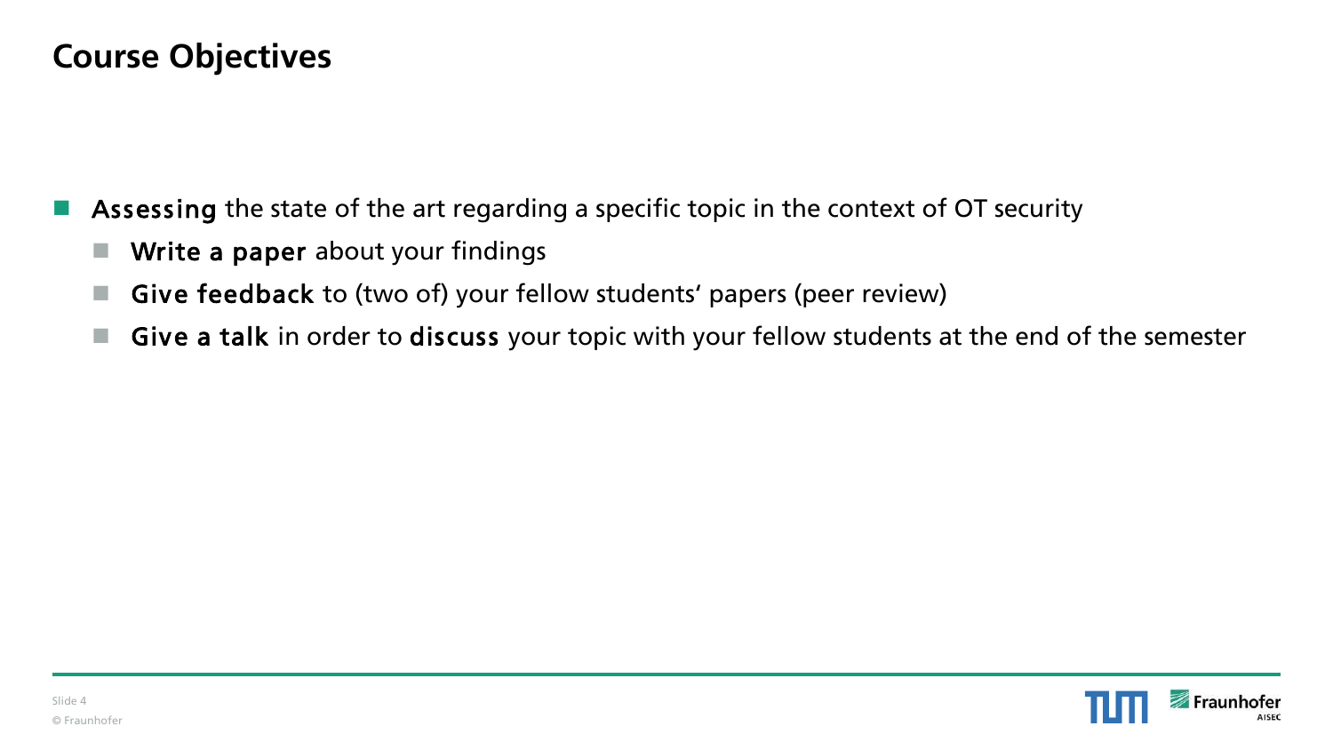# Course Objectives

- **Assessing** the state of the art regarding a specific topic in the context of OT security
  - **Write a paper** about your findings
  - **Give feedback** to (two of) your fellow students' papers (peer review)
  - **Give a talk** in order to **discuss** your topic with your fellow students at the end of the semester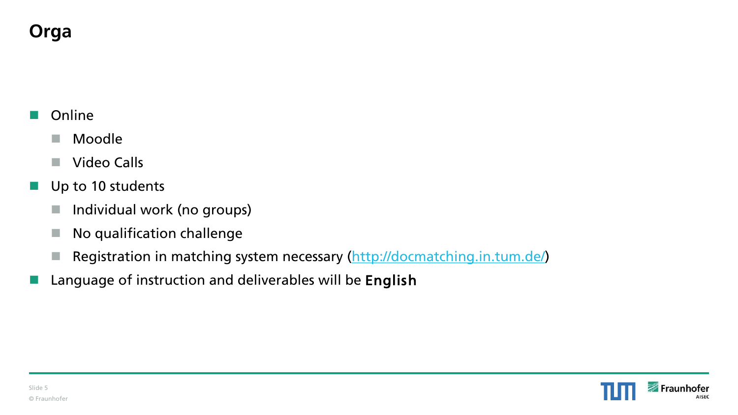# Orga

- Online
  - Moodle
  - Video Calls
- Up to 10 students
  - Individual work (no groups)
  - No qualification challenge
  - Registration in matching system necessary ([http://docmatching.in.tum.de/](http://docmatching.in.tum.de/))
- Language of instruction and deliverables will be **English**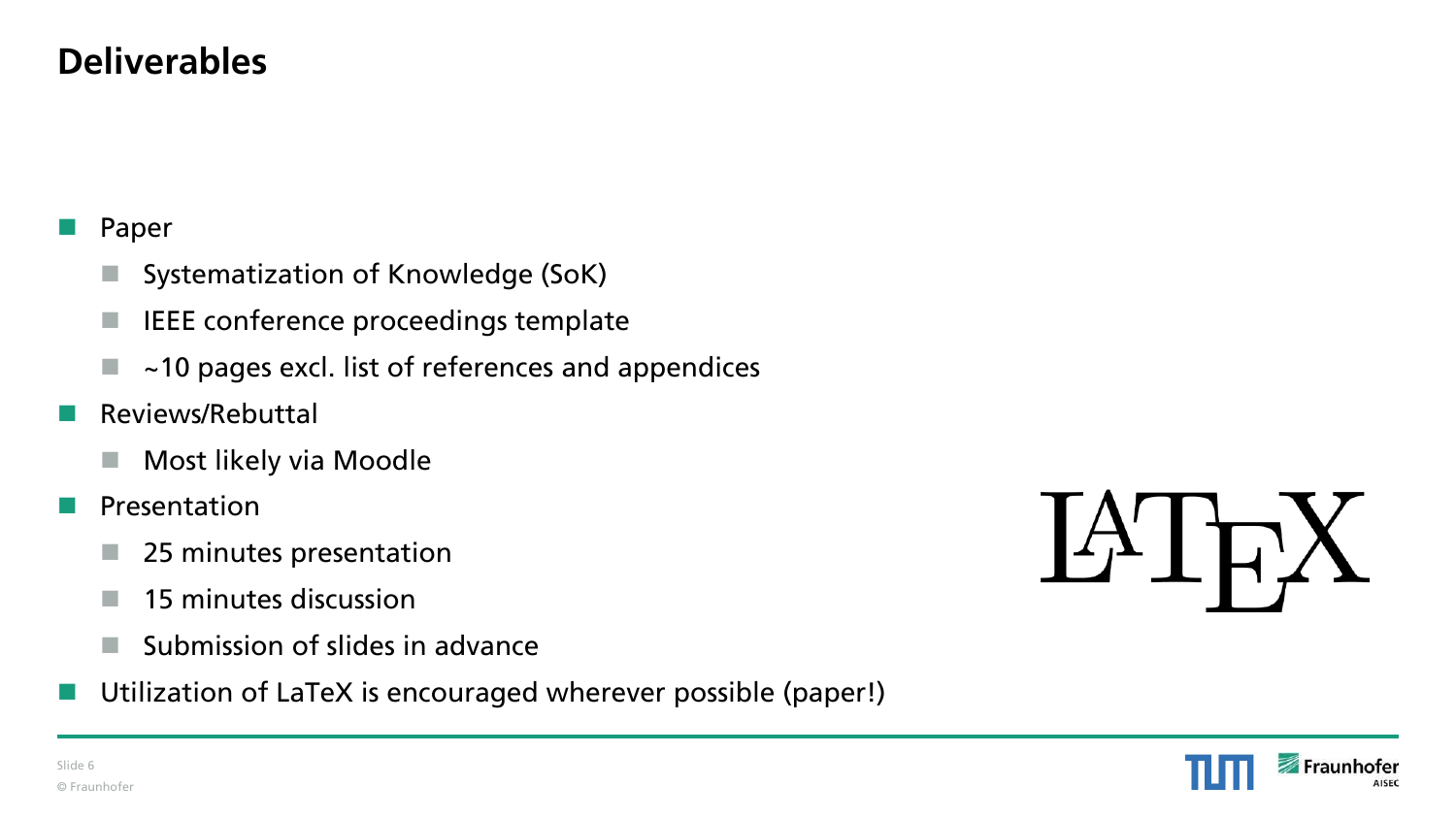# Deliverables

- Paper
  - Systematization of Knowledge (SoK)
  - IEEE conference proceedings template
  - ~10 pages excl. list of references and appendices
- Reviews/Rebuttal
  - Most likely via Moodle
- Presentation
  - 25 minutes presentation
  - 15 minutes discussion
  - Submission of slides in advance
- Utilization of LaTeX is encouraged wherever possible (paper!)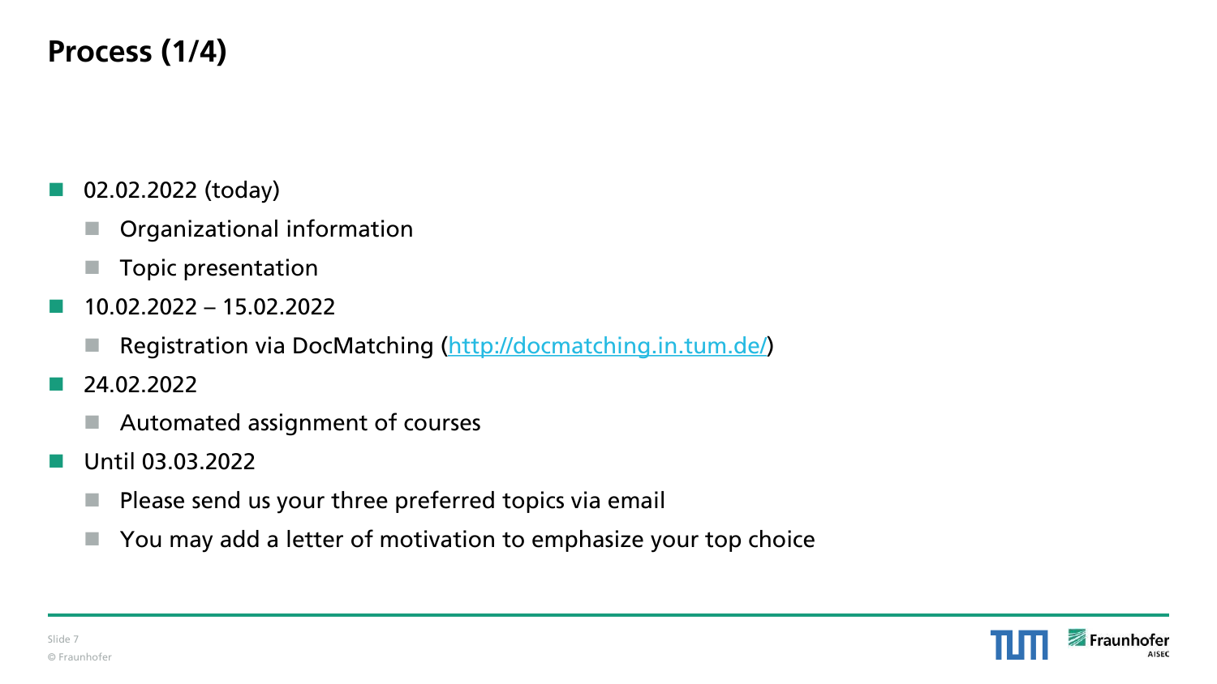# Process (1/4)

- 02.02.2022 (today)
  - Organizational information
  - Topic presentation
- 10.02.2022 – 15.02.2022
  - Registration via DocMatching ([http://docmatching.in.tum.de/](http://docmatching.in.tum.de/))
- 24.02.2022
  - Automated assignment of courses
- Until 03.03.2022
  - Please send us your three preferred topics via email
  - You may add a letter of motivation to emphasize your top choice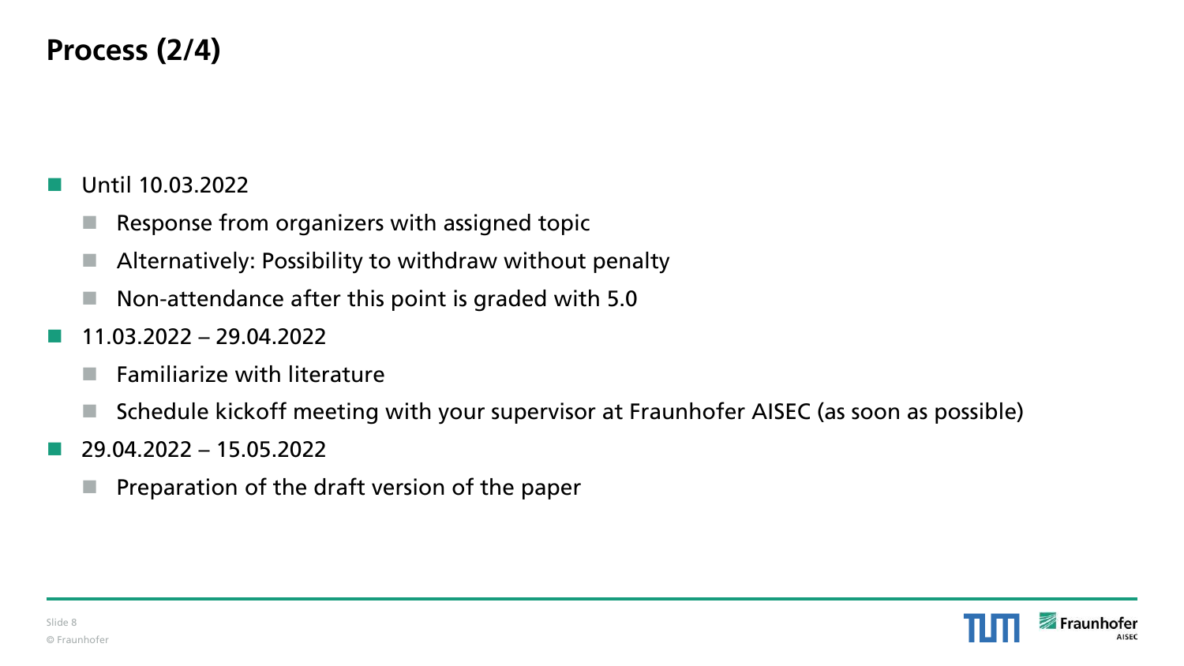# Process (2/4)

- Until 10.03.2022
  - Response from organizers with assigned topic
  - Alternatively: Possibility to withdraw without penalty
  - Non-attendance after this point is graded with 5.0
- 11.03.2022 – 29.04.2022
  - Familiarize with literature
  - Schedule kickoff meeting with your supervisor at Fraunhofer AISEC (as soon as possible)
- 29.04.2022 – 15.05.2022
  - Preparation of the draft version of the paper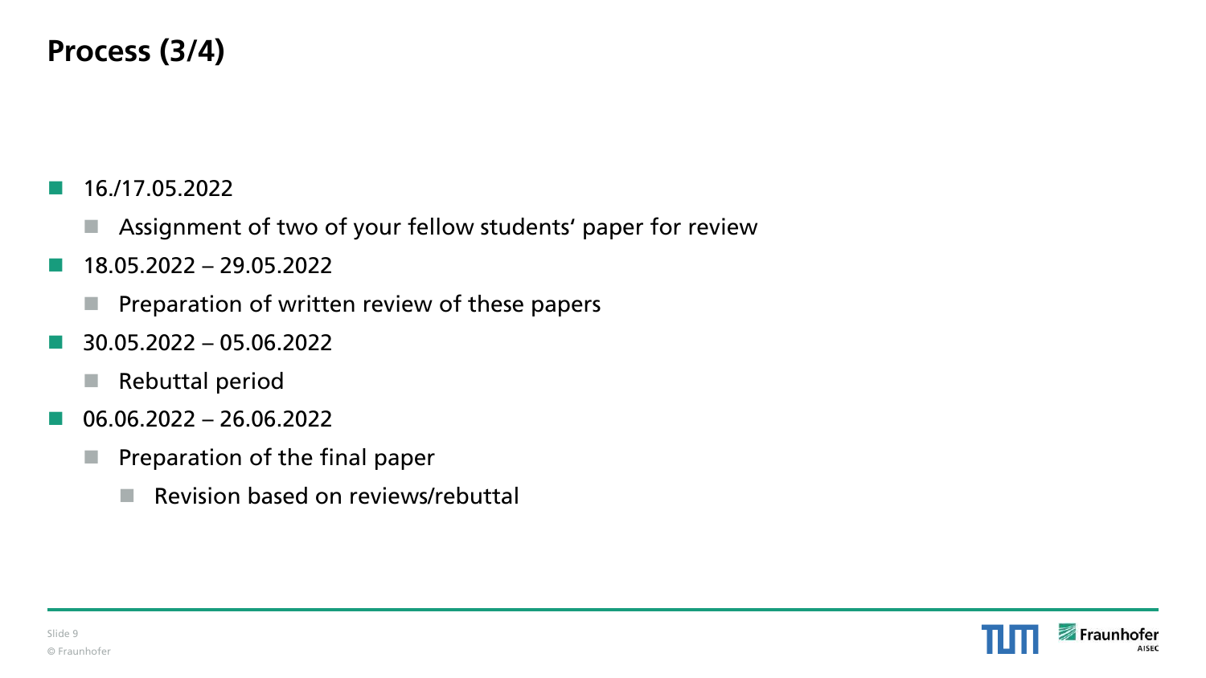# Process (3/4)

- 16./17.05.2022
  - Assignment of two of your fellow students' paper for review
- 18.05.2022 – 29.05.2022
  - Preparation of written review of these papers
- 30.05.2022 – 05.06.2022
  - Rebuttal period
- 06.06.2022 – 26.06.2022
  - Preparation of the final paper
    - Revision based on reviews/rebuttal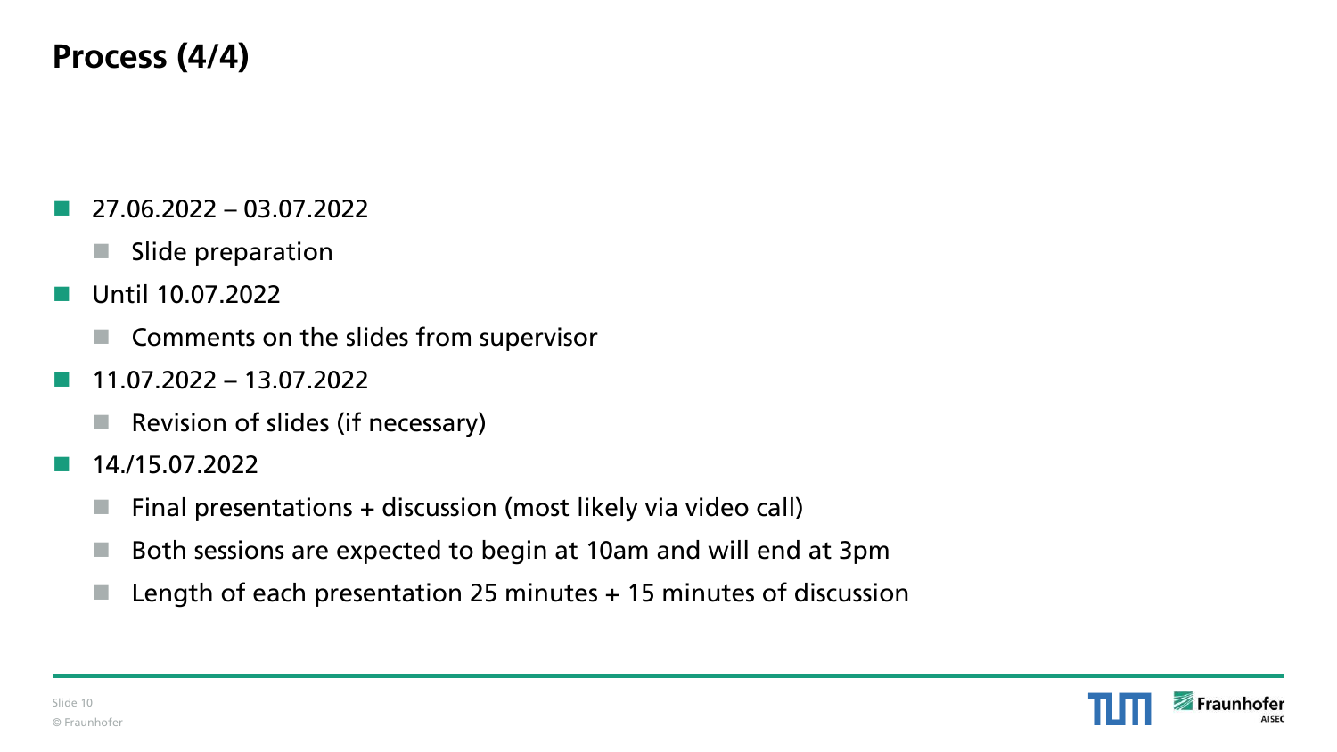# Process (4/4)

- 27.06.2022 – 03.07.2022
  - Slide preparation
- Until 10.07.2022
  - Comments on the slides from supervisor
- 11.07.2022 – 13.07.2022
  - Revision of slides (if necessary)
- 14./15.07.2022
  - Final presentations + discussion (most likely via video call)
  - Both sessions are expected to begin at 10am and will end at 3pm
  - Length of each presentation 25 minutes + 15 minutes of discussion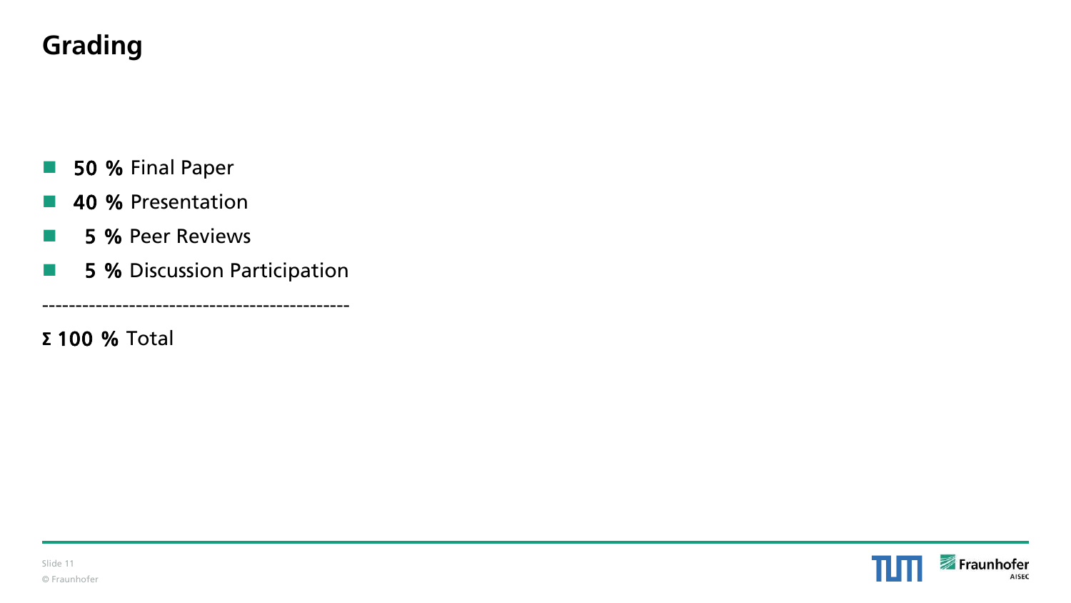# Grading

- **50 %** Final Paper
- **40 %** Presentation
- **5 %** Peer Reviews
- **5 %** Discussion Participation

---------------------------------------------

**Σ 100 %** Total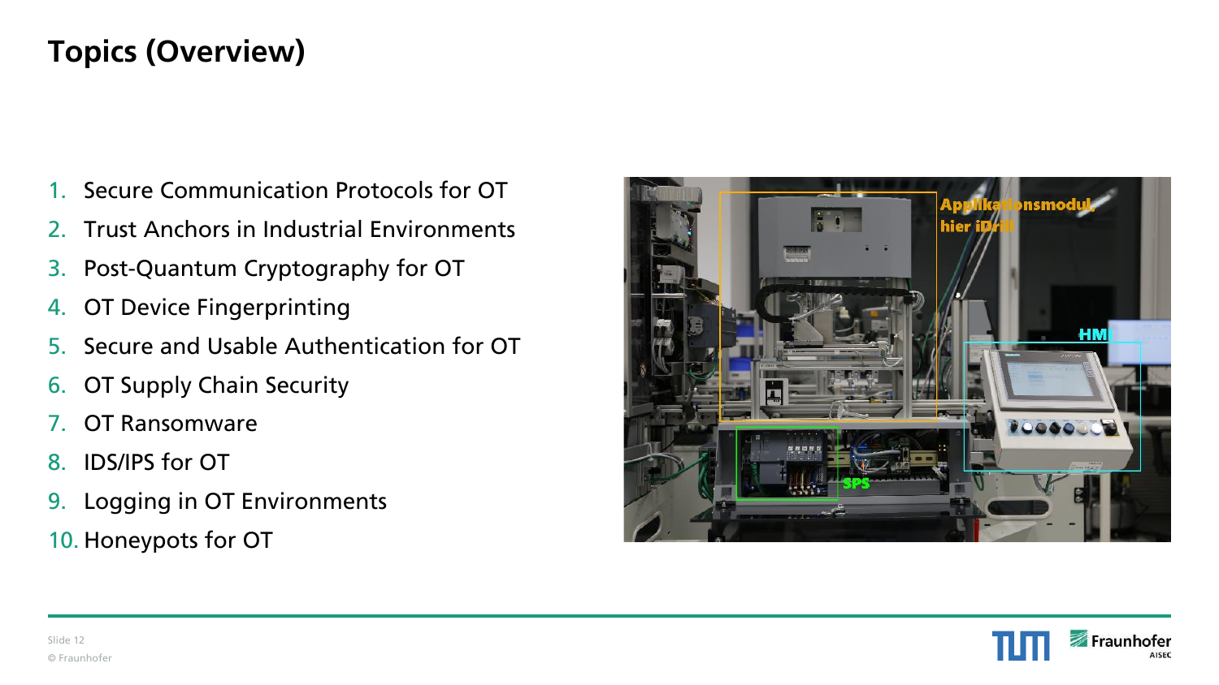# Topics (Overview)

1. Secure Communication Protocols for OT
2. Trust Anchors in Industrial Environments
3. Post-Quantum Cryptography for OT
4. OT Device Fingerprinting
5. Secure and Usable Authentication for OT
6. OT Supply Chain Security
7. OT Ransomware
8. IDS/IPS for OT
9. Logging in OT Environments
10. Honeypots for OT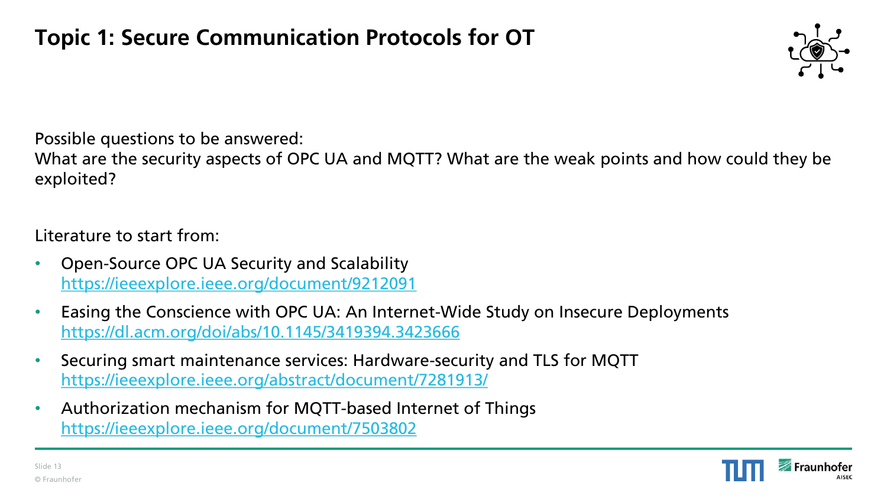# Topic 1: Secure Communication Protocols for OT

Possible questions to be answered:
What are the security aspects of OPC UA and MQTT? What are the weak points and how could they be exploited?

Literature to start from:

- Open-Source OPC UA Security and Scalability
  [https://ieeexplore.ieee.org/document/9212091](https://ieeexplore.ieee.org/document/9212091)
- Easing the Conscience with OPC UA: An Internet-Wide Study on Insecure Deployments
  [https://dl.acm.org/doi/abs/10.1145/3419394.3423666](https://dl.acm.org/doi/abs/10.1145/3419394.3423666)
- Securing smart maintenance services: Hardware-security and TLS for MQTT
  [https://ieeexplore.ieee.org/abstract/document/7281913/](https://ieeexplore.ieee.org/abstract/document/7281913/)
- Authorization mechanism for MQTT-based Internet of Things
  [https://ieeexplore.ieee.org/document/7503802](https://ieeexplore.ieee.org/document/7503802)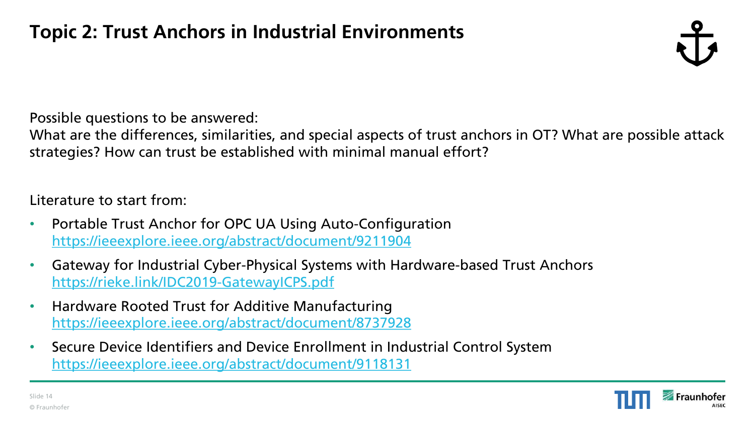# Topic 2: Trust Anchors in Industrial Environments

Possible questions to be answered:
What are the differences, similarities, and special aspects of trust anchors in OT? What are possible attack strategies? How can trust be established with minimal manual effort?

Literature to start from:

- Portable Trust Anchor for OPC UA Using Auto-Configuration
  https://ieeexplore.ieee.org/abstract/document/9211904
- Gateway for Industrial Cyber-Physical Systems with Hardware-based Trust Anchors
  https://rieke.link/IDC2019-GatewayICPS.pdf
- Hardware Rooted Trust for Additive Manufacturing
  https://ieeexplore.ieee.org/abstract/document/8737928
- Secure Device Identifiers and Device Enrollment in Industrial Control System
  https://ieeexplore.ieee.org/abstract/document/9118131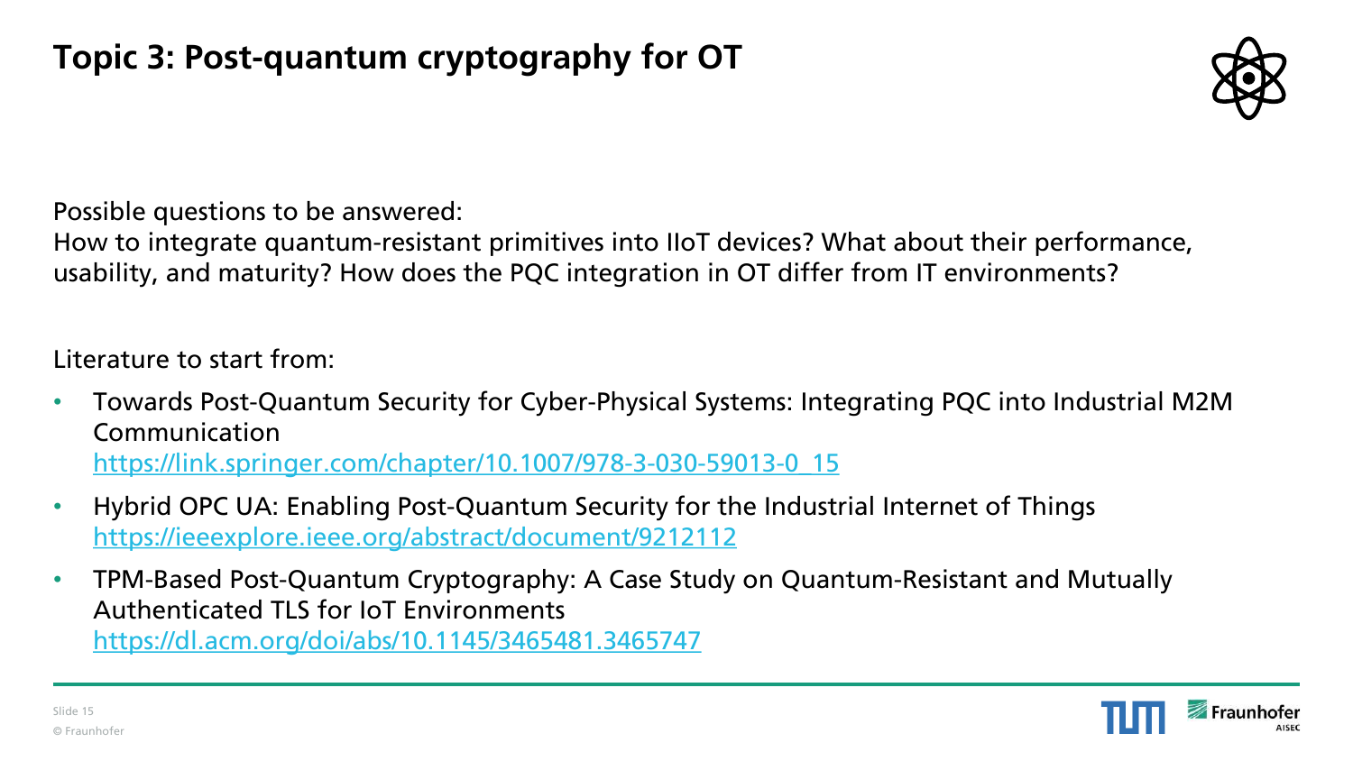# Topic 3: Post-quantum cryptography for OT

Possible questions to be answered:
How to integrate quantum-resistant primitives into IIoT devices? What about their performance, usability, and maturity? How does the PQC integration in OT differ from IT environments?

Literature to start from:

- Towards Post-Quantum Security for Cyber-Physical Systems: Integrating PQC into Industrial M2M Communication
  https://link.springer.com/chapter/10.1007/978-3-030-59013-0_15
- Hybrid OPC UA: Enabling Post-Quantum Security for the Industrial Internet of Things
  https://ieeexplore.ieee.org/abstract/document/9212112
- TPM-Based Post-Quantum Cryptography: A Case Study on Quantum-Resistant and Mutually Authenticated TLS for IoT Environments
  https://dl.acm.org/doi/abs/10.1145/3465481.3465747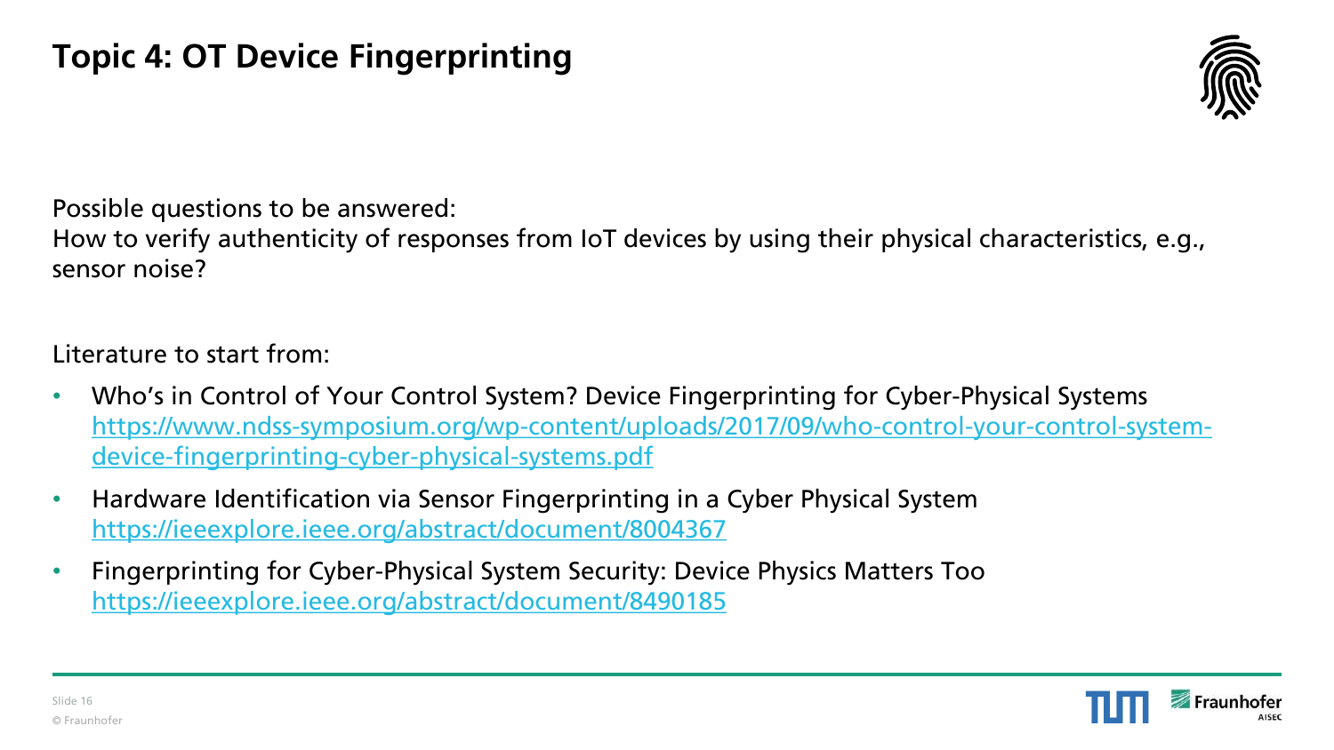# Topic 4: OT Device Fingerprinting

Possible questions to be answered:
How to verify authenticity of responses from IoT devices by using their physical characteristics, e.g., sensor noise?

Literature to start from:

- Who's in Control of Your Control System? Device Fingerprinting for Cyber-Physical Systems
  https://www.ndss-symposium.org/wp-content/uploads/2017/09/who-control-your-control-system-device-fingerprinting-cyber-physical-systems.pdf
- Hardware Identification via Sensor Fingerprinting in a Cyber Physical System
  https://ieeexplore.ieee.org/abstract/document/8004367
- Fingerprinting for Cyber-Physical System Security: Device Physics Matters Too
  https://ieeexplore.ieee.org/abstract/document/8490185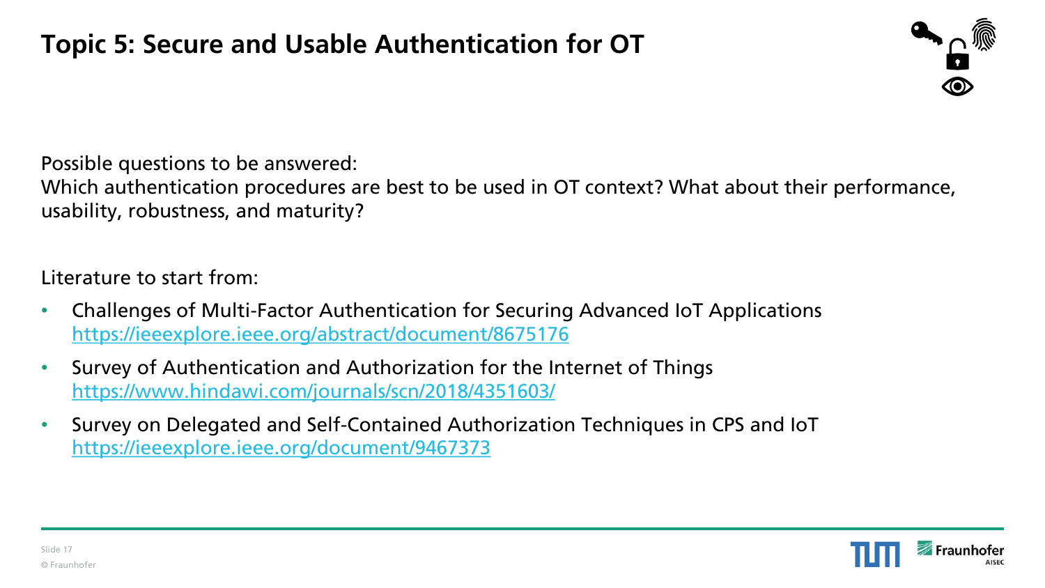# Topic 5: Secure and Usable Authentication for OT

Possible questions to be answered:
Which authentication procedures are best to be used in OT context? What about their performance, usability, robustness, and maturity?

Literature to start from:

- Challenges of Multi-Factor Authentication for Securing Advanced IoT Applications
  https://ieeexplore.ieee.org/abstract/document/8675176
- Survey of Authentication and Authorization for the Internet of Things
  https://www.hindawi.com/journals/scn/2018/4351603/
- Survey on Delegated and Self-Contained Authorization Techniques in CPS and IoT
  https://ieeexplore.ieee.org/document/9467373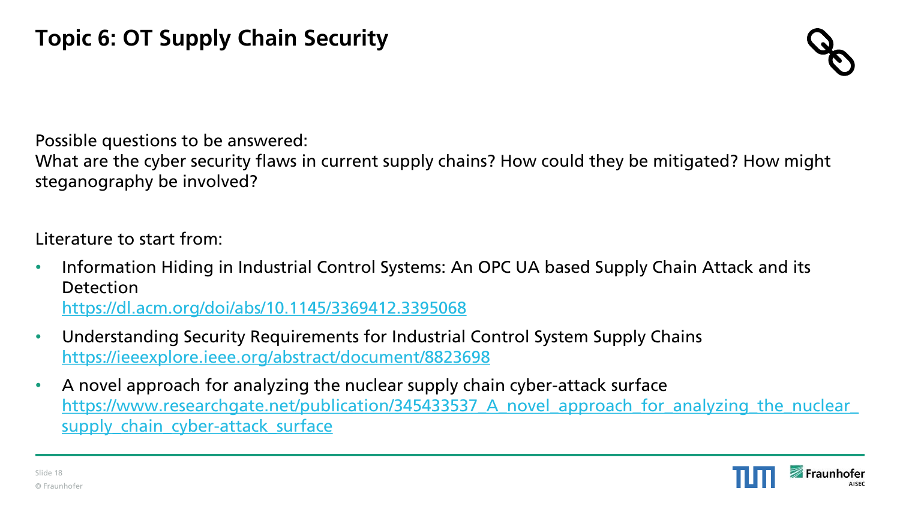# Topic 6: OT Supply Chain Security

Possible questions to be answered:
What are the cyber security flaws in current supply chains? How could they be mitigated? How might steganography be involved?

Literature to start from:

- Information Hiding in Industrial Control Systems: An OPC UA based Supply Chain Attack and its Detection
  https://dl.acm.org/doi/abs/10.1145/3369412.3395068
- Understanding Security Requirements for Industrial Control System Supply Chains
  https://ieeexplore.ieee.org/abstract/document/8823698
- A novel approach for analyzing the nuclear supply chain cyber-attack surface
  https://www.researchgate.net/publication/345433537_A_novel_approach_for_analyzing_the_nuclear_supply_chain_cyber-attack_surface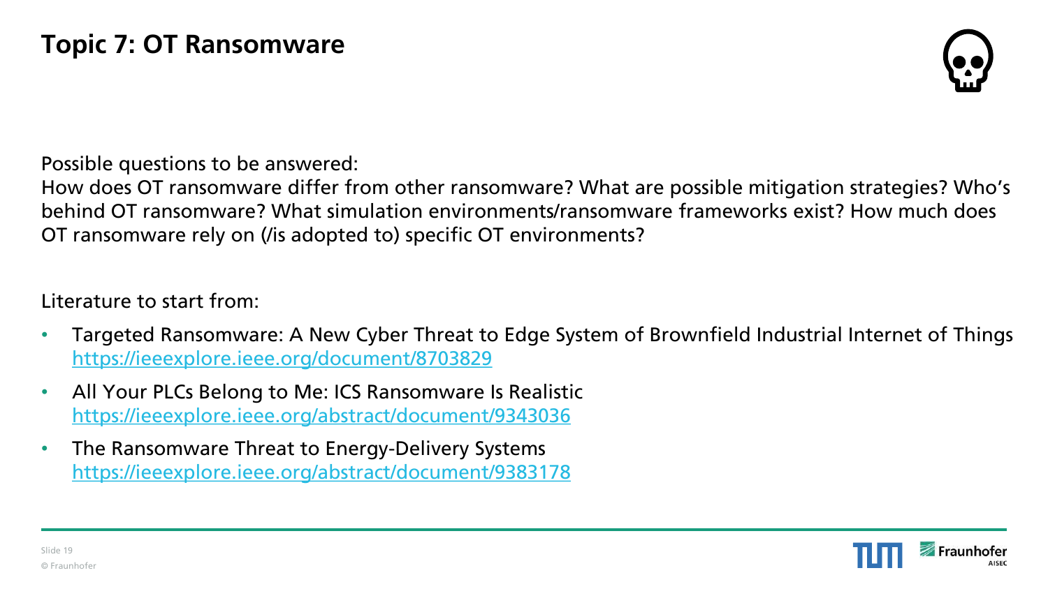# Topic 7: OT Ransomware

Possible questions to be answered:
How does OT ransomware differ from other ransomware? What are possible mitigation strategies? Who's behind OT ransomware? What simulation environments/ransomware frameworks exist? How much does OT ransomware rely on (/is adopted to) specific OT environments?

Literature to start from:

- Targeted Ransomware: A New Cyber Threat to Edge System of Brownfield Industrial Internet of Things
  https://ieeexplore.ieee.org/document/8703829
- All Your PLCs Belong to Me: ICS Ransomware Is Realistic
  https://ieeexplore.ieee.org/abstract/document/9343036
- The Ransomware Threat to Energy-Delivery Systems
  https://ieeexplore.ieee.org/abstract/document/9383178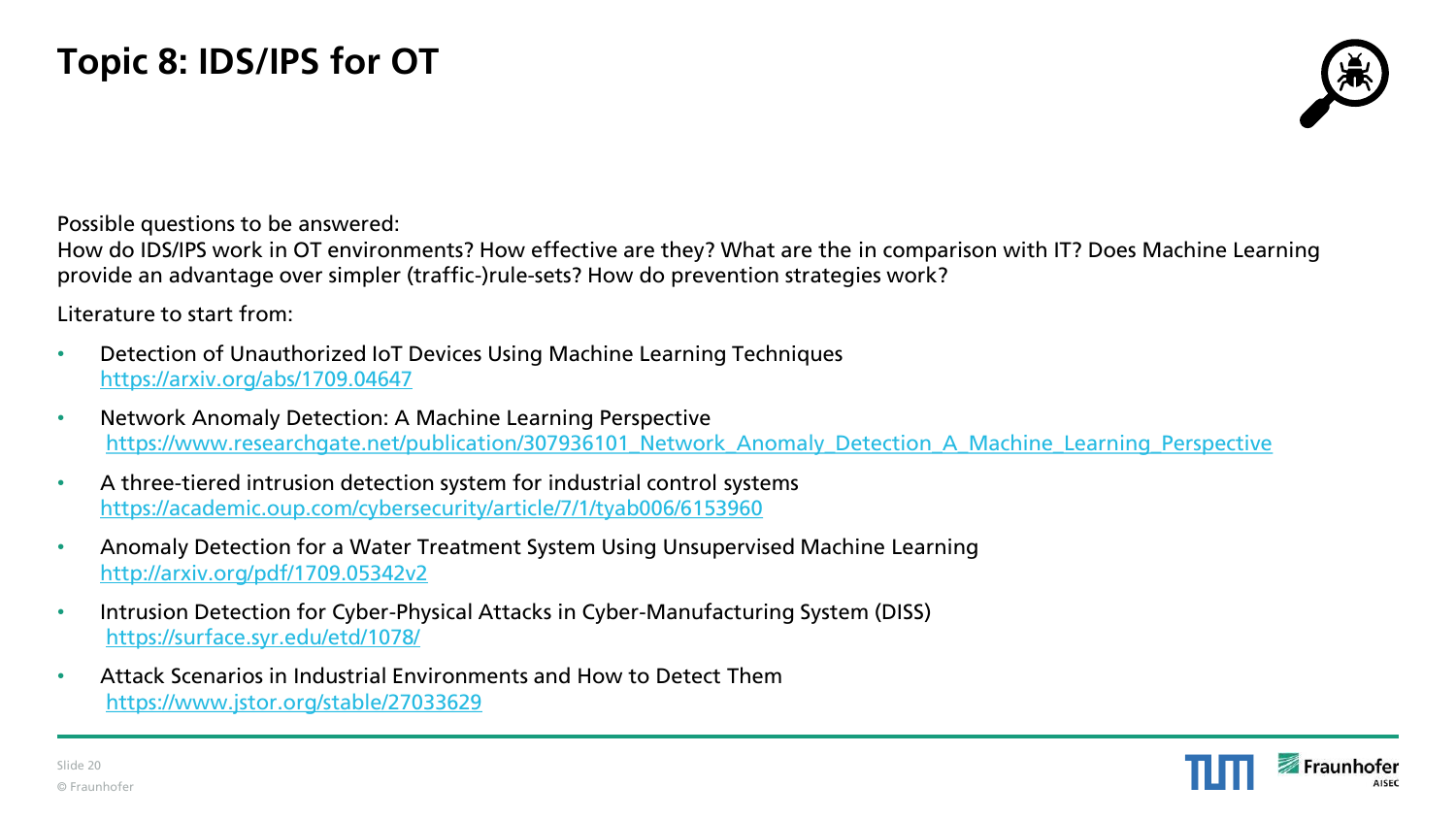# Topic 8: IDS/IPS for OT

Possible questions to be answered:
How do IDS/IPS work in OT environments? How effective are they? What are the in comparison with IT? Does Machine Learning provide an advantage over simpler (traffic-)rule-sets? How do prevention strategies work?

Literature to start from:

- Detection of Unauthorized IoT Devices Using Machine Learning Techniques
  https://arxiv.org/abs/1709.04647
- Network Anomaly Detection: A Machine Learning Perspective
  https://www.researchgate.net/publication/307936101_Network_Anomaly_Detection_A_Machine_Learning_Perspective
- A three-tiered intrusion detection system for industrial control systems
  https://academic.oup.com/cybersecurity/article/7/1/tyab006/6153960
- Anomaly Detection for a Water Treatment System Using Unsupervised Machine Learning
  http://arxiv.org/pdf/1709.05342v2
- Intrusion Detection for Cyber-Physical Attacks in Cyber-Manufacturing System (DISS)
  https://surface.syr.edu/etd/1078/
- Attack Scenarios in Industrial Environments and How to Detect Them
  https://www.jstor.org/stable/27033629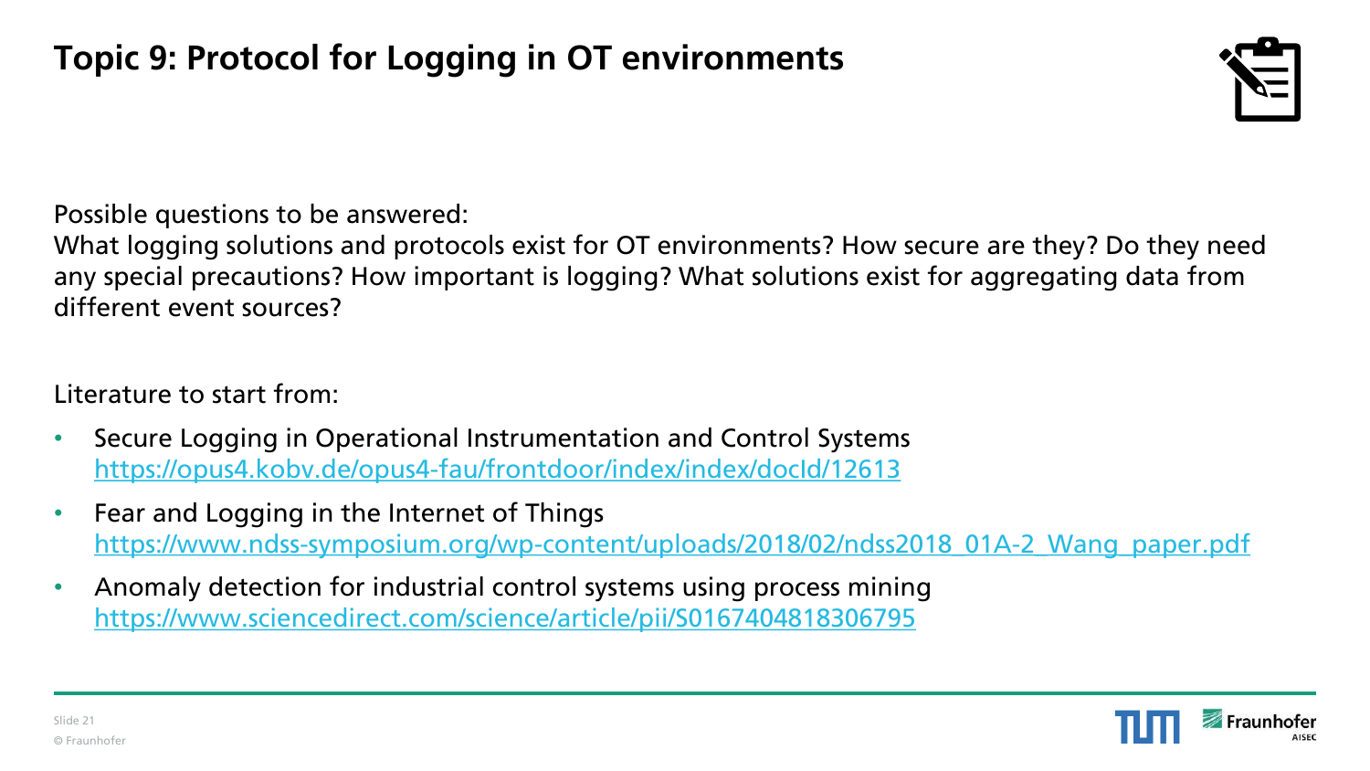# Topic 9: Protocol for Logging in OT environments

Possible questions to be answered:
What logging solutions and protocols exist for OT environments? How secure are they? Do they need any special precautions? How important is logging? What solutions exist for aggregating data from different event sources?

Literature to start from:

- Secure Logging in Operational Instrumentation and Control Systems
  https://opus4.kobv.de/opus4-fau/frontdoor/index/index/docId/12613
- Fear and Logging in the Internet of Things
  https://www.ndss-symposium.org/wp-content/uploads/2018/02/ndss2018_01A-2_Wang_paper.pdf
- Anomaly detection for industrial control systems using process mining
  https://www.sciencedirect.com/science/article/pii/S0167404818306795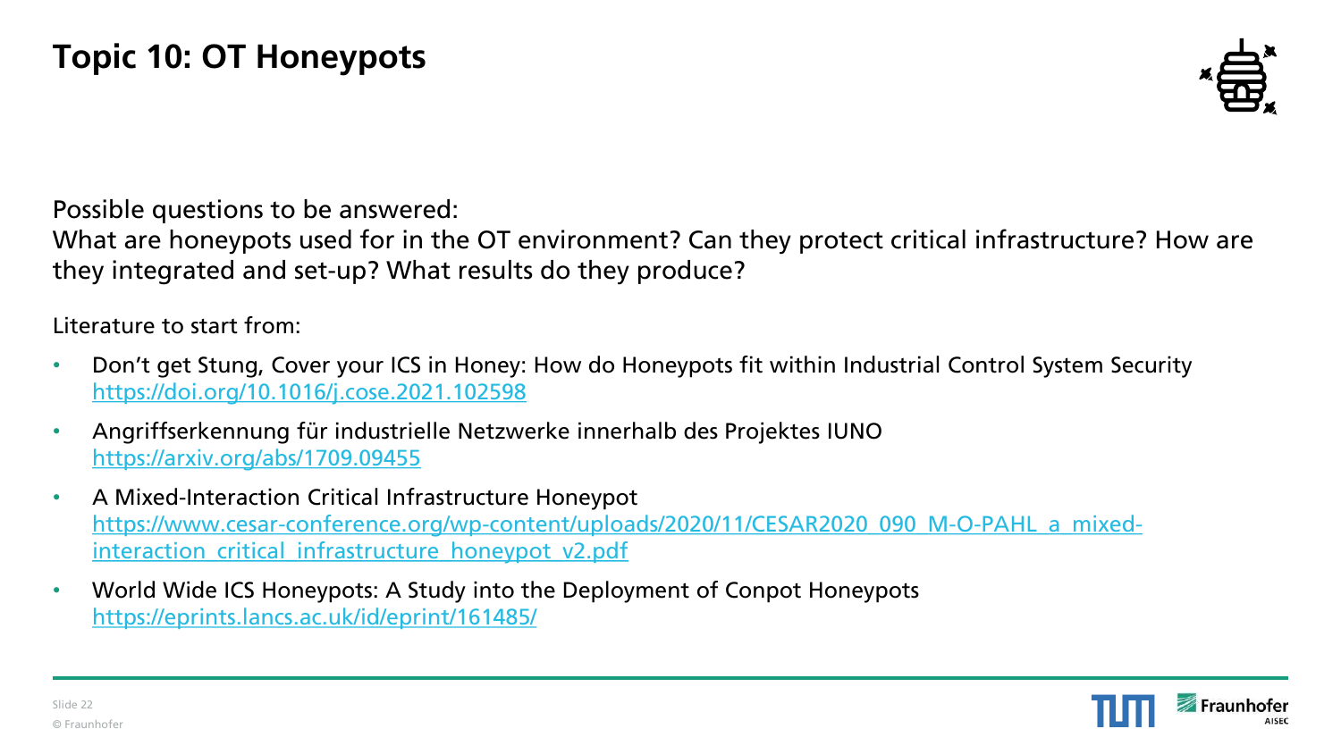# Topic 10: OT Honeypots

Possible questions to be answered:
What are honeypots used for in the OT environment? Can they protect critical infrastructure? How are they integrated and set-up? What results do they produce?

Literature to start from:

- Don’t get Stung, Cover your ICS in Honey: How do Honeypots fit within Industrial Control System Security
  https://doi.org/10.1016/j.cose.2021.102598
- Angriffserkennung für industrielle Netzwerke innerhalb des Projektes IUNO
  https://arxiv.org/abs/1709.09455
- A Mixed-Interaction Critical Infrastructure Honeypot
  https://www.cesar-conference.org/wp-content/uploads/2020/11/CESAR2020_090_M-O-PAHL_a_mixed-interaction_critical_infrastructure_honeypot_v2.pdf
- World Wide ICS Honeypots: A Study into the Deployment of Conpot Honeypots
  https://eprints.lancs.ac.uk/id/eprint/161485/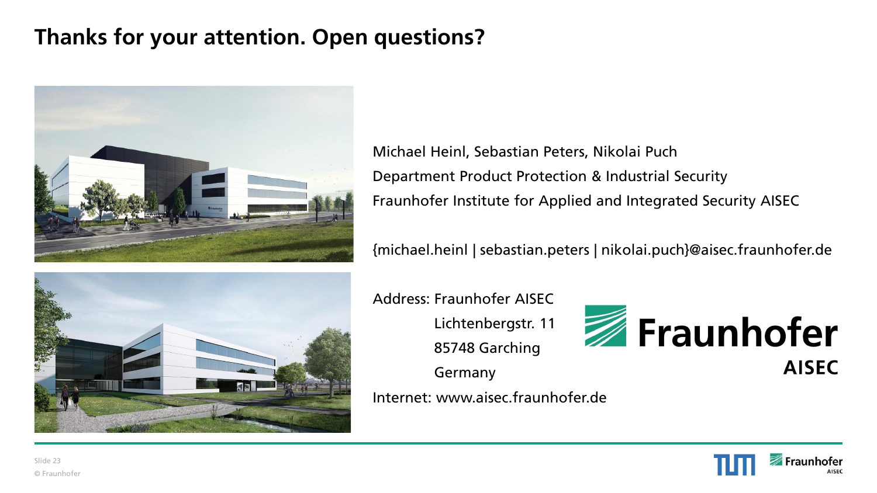# Thanks for your attention. Open questions?

Michael Heinl, Sebastian Peters, Nikolai Puch

Department Product Protection & Industrial Security

Fraunhofer Institute for Applied and Integrated Security AISEC

{michael.heinl | sebastian.peters | nikolai.puch}@aisec.fraunhofer.de

Address: Fraunhofer AISEC
Lichtenbergstr. 11
85748 Garching
Germany

Internet: www.aisec.fraunhofer.de